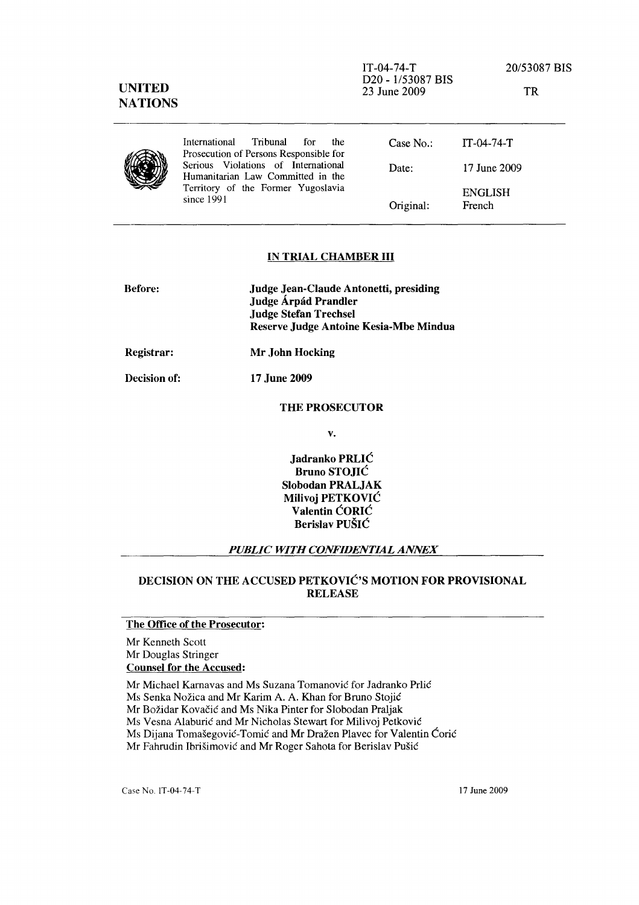IT-04-74-T
D20 - 1/53087 BIS
23 June 2009

20/53087 BIS

TR

**UNITED NATIONS**

International Tribunal for the Prosecution of Persons Responsible for Serious Violations of International Humanitarian Law Committed in the Territory of the Former Yugoslavia since 1991

| | |
|---|---|
| Case No.: | IT-04-74-T |
| Date: | 17 June 2009 |
| | ENGLISH |
| Original: | French |

## IN TRIAL CHAMBER III

**Before:** **Judge Jean-Claude Antonetti, presiding**
**Judge Árpád Prandler**
**Judge Stefan Trechsel**
**Reserve Judge Antoine Kesia-Mbe Mindua**

**Registrar:** **Mr John Hocking**

**Decision of:** **17 June 2009**

**THE PROSECUTOR**

**v.**

**Jadranko PRLIĆ**
**Bruno STOJIĆ**
**Slobodan PRALJAK**
**Milivoj PETKOVIĆ**
**Valentin ĆORIĆ**
**Berislav PUŠIĆ**

***PUBLIC WITH CONFIDENTIAL ANNEX***

## DECISION ON THE ACCUSED PETKOVIĆ'S MOTION FOR PROVISIONAL RELEASE

**The Office of the Prosecutor:**

Mr Kenneth Scott
Mr Douglas Stringer

**Counsel for the Accused:**

Mr Michael Karnavas and Ms Suzana Tomanović for Jadranko Prlić
Ms Senka Nožica and Mr Karim A. A. Khan for Bruno Stojić
Mr Božidar Kovačić and Ms Nika Pinter for Slobodan Praljak
Ms Vesna Alaburić and Mr Nicholas Stewart for Milivoj Petković
Ms Dijana Tomašegović-Tomić and Mr Dražen Plavec for Valentin Ćorić
Mr Fahrudin Ibrišimović and Mr Roger Sahota for Berislav Pušić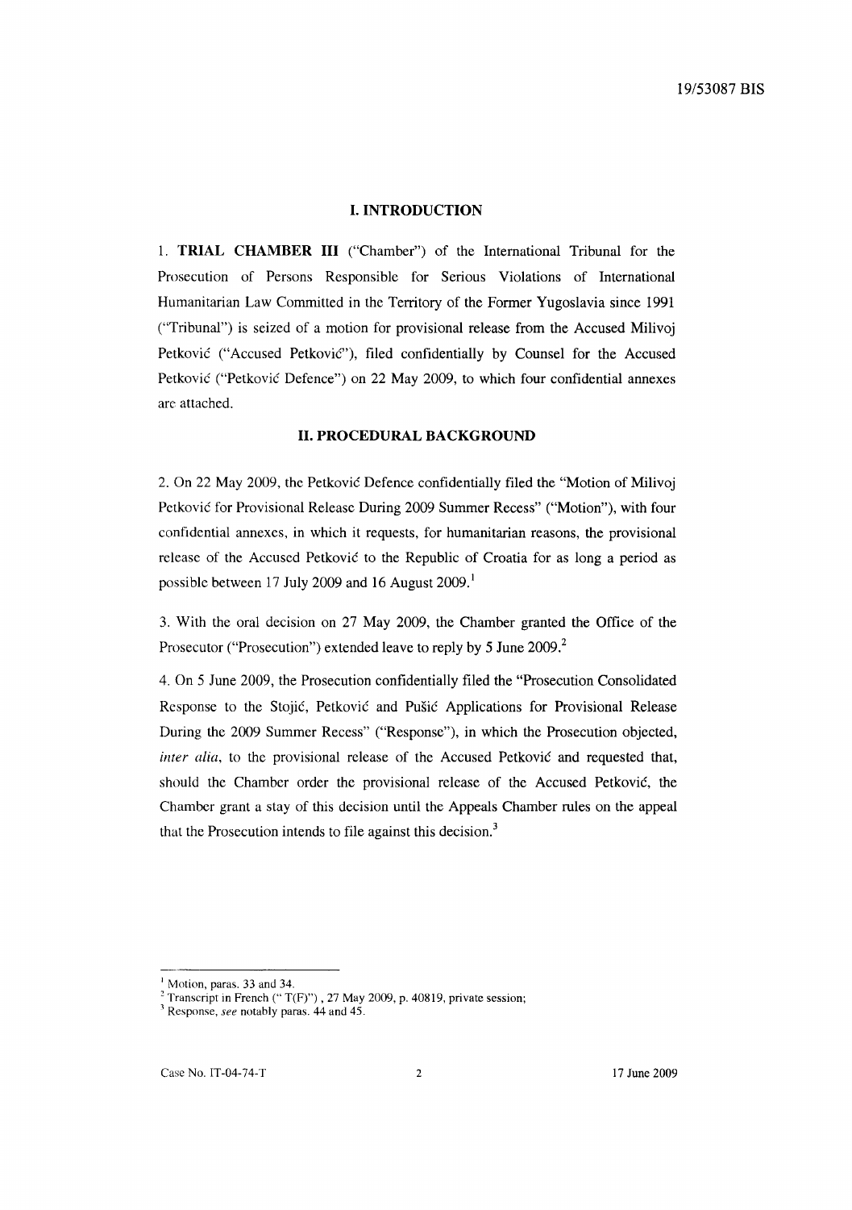## I. INTRODUCTION

1. **TRIAL CHAMBER III** ("Chamber") of the International Tribunal for the Prosecution of Persons Responsible for Serious Violations of International Humanitarian Law Committed in the Territory of the Former Yugoslavia since 1991 ("Tribunal") is seized of a motion for provisional release from the Accused Milivoj Petković ("Accused Petković"), filed confidentially by Counsel for the Accused Petković ("Petković Defence") on 22 May 2009, to which four confidential annexes are attached.

## II. PROCEDURAL BACKGROUND

2. On 22 May 2009, the Petković Defence confidentially filed the "Motion of Milivoj Petković for Provisional Release During 2009 Summer Recess" ("Motion"), with four confidential annexes, in which it requests, for humanitarian reasons, the provisional release of the Accused Petković to the Republic of Croatia for as long a period as possible between 17 July 2009 and 16 August 2009.[1]

3. With the oral decision on 27 May 2009, the Chamber granted the Office of the Prosecutor ("Prosecution") extended leave to reply by 5 June 2009.[2]

4. On 5 June 2009, the Prosecution confidentially filed the "Prosecution Consolidated Response to the Stojić, Petković and Pušić Applications for Provisional Release During the 2009 Summer Recess" ("Response"), in which the Prosecution objected, *inter alia*, to the provisional release of the Accused Petković and requested that, should the Chamber order the provisional release of the Accused Petković, the Chamber grant a stay of this decision until the Appeals Chamber rules on the appeal that the Prosecution intends to file against this decision.[3]

---

[1] Motion, paras. 33 and 34.

[2] Transcript in French (" T(F)") , 27 May 2009, p. 40819, private session;

[3] Response, *see* notably paras. 44 and 45.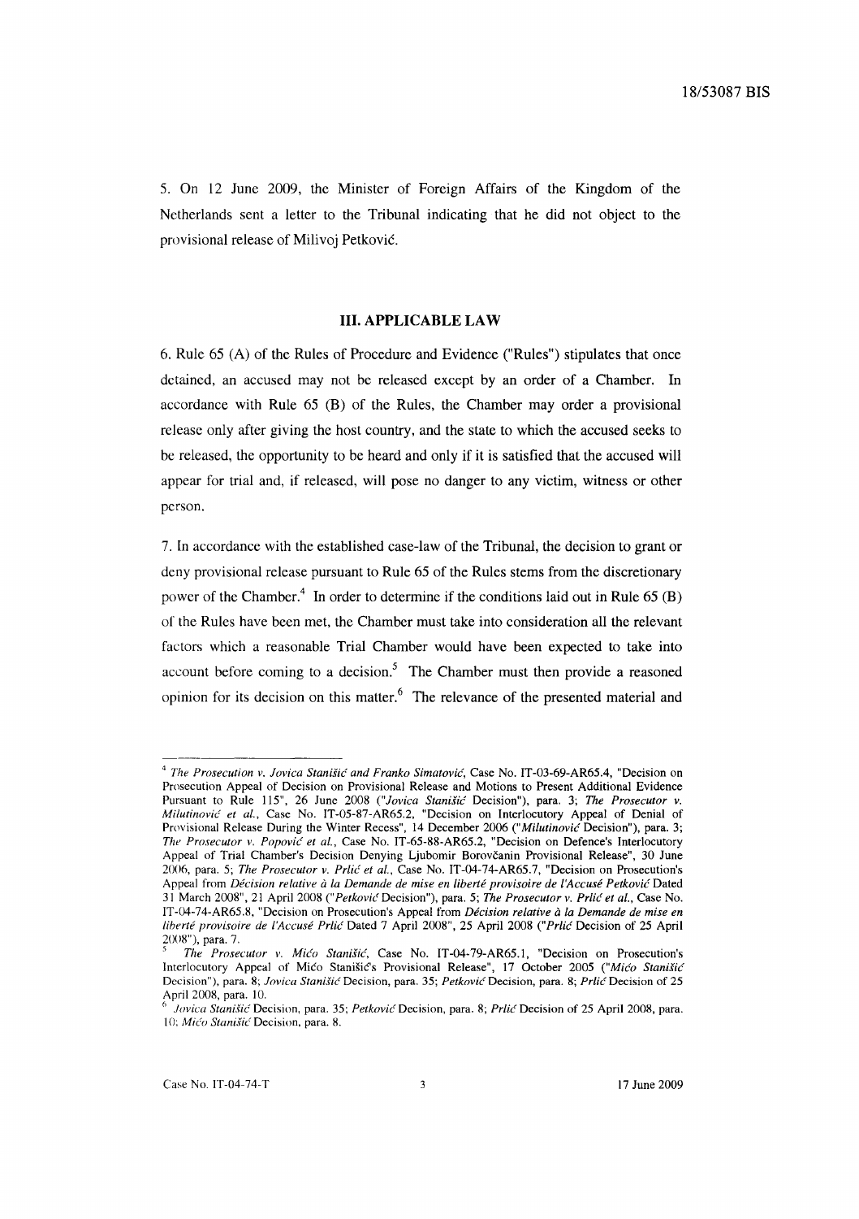5. On 12 June 2009, the Minister of Foreign Affairs of the Kingdom of the Netherlands sent a letter to the Tribunal indicating that he did not object to the provisional release of Milivoj Petković.

## III. APPLICABLE LAW

6. Rule 65 (A) of the Rules of Procedure and Evidence ("Rules") stipulates that once detained, an accused may not be released except by an order of a Chamber. In accordance with Rule 65 (B) of the Rules, the Chamber may order a provisional release only after giving the host country, and the state to which the accused seeks to be released, the opportunity to be heard and only if it is satisfied that the accused will appear for trial and, if released, will pose no danger to any victim, witness or other person.

7. In accordance with the established case-law of the Tribunal, the decision to grant or deny provisional release pursuant to Rule 65 of the Rules stems from the discretionary power of the Chamber.[4] In order to determine if the conditions laid out in Rule 65 (B) of the Rules have been met, the Chamber must take into consideration all the relevant factors which a reasonable Trial Chamber would have been expected to take into account before coming to a decision.[5] The Chamber must then provide a reasoned opinion for its decision on this matter.[6] The relevance of the presented material and

---

[4] *The Prosecution v. Jovica Stanišić and Franko Simatović*, Case No. IT-03-69-AR65.4, "Decision on Prosecution Appeal of Decision on Provisional Release and Motions to Present Additional Evidence Pursuant to Rule 115", 26 June 2008 ("*Jovica Stanišić* Decision"), para. 3; *The Prosecutor v. Milutinović et al.*, Case No. IT-05-87-AR65.2, "Decision on Interlocutory Appeal of Denial of Provisional Release During the Winter Recess", 14 December 2006 ("*Milutinović* Decision"), para. 3; *The Prosecutor v. Popović et al.*, Case No. IT-65-88-AR65.2, "Decision on Defence's Interlocutory Appeal of Trial Chamber's Decision Denying Ljubomir Borovčanin Provisional Release", 30 June 2006, para. 5; *The Prosecutor v. Prlić et al.*, Case No. IT-04-74-AR65.7, "Decision on Prosecution's Appeal from *Décision relative à la Demande de mise en liberté provisoire de l'Accusé Petković* Dated 31 March 2008", 21 April 2008 ("*Petković* Decision"), para. 5; *The Prosecutor v. Prlić et al.*, Case No. IT-04-74-AR65.8, "Decision on Prosecution's Appeal from *Décision relative à la Demande de mise en liberté provisoire de l'Accusé Prlić* Dated 7 April 2008", 25 April 2008 ("*Prlić* Decision of 25 April 2008"), para. 7.

[5] *The Prosecutor v. Mićo Stanišić*, Case No. IT-04-79-AR65.1, "Decision on Prosecution's Interlocutory Appeal of Mićo Stanišić's Provisional Release", 17 October 2005 ("*Mićo Stanišić* Decision"), para. 8; *Jovica Stanišić* Decision, para. 35; *Petković* Decision, para. 8; *Prlić* Decision of 25 April 2008, para. 10.

[6] *Jovica Stanišić* Decision, para. 35; *Petković* Decision, para. 8; *Prlić* Decision of 25 April 2008, para. 10; *Mićo Stanišić* Decision, para. 8.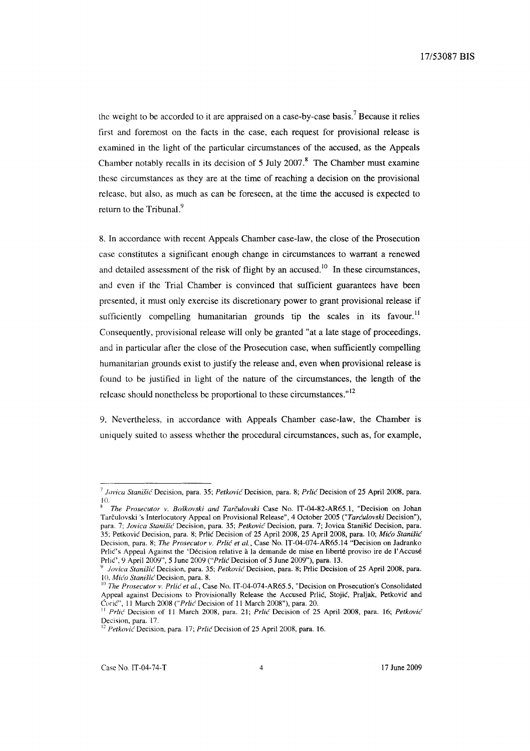the weight to be accorded to it are appraised on a case-by-case basis.[7] Because it relies first and foremost on the facts in the case, each request for provisional release is examined in the light of the particular circumstances of the accused, as the Appeals Chamber notably recalls in its decision of 5 July 2007.[8] The Chamber must examine these circumstances as they are at the time of reaching a decision on the provisional release, but also, as much as can be foreseen, at the time the accused is expected to return to the Tribunal.[9]

8. In accordance with recent Appeals Chamber case-law, the close of the Prosecution case constitutes a significant enough change in circumstances to warrant a renewed and detailed assessment of the risk of flight by an accused.[10] In these circumstances, and even if the Trial Chamber is convinced that sufficient guarantees have been presented, it must only exercise its discretionary power to grant provisional release if sufficiently compelling humanitarian grounds tip the scales in its favour.[11] Consequently, provisional release will only be granted "at a late stage of proceedings, and in particular after the close of the Prosecution case, when sufficiently compelling humanitarian grounds exist to justify the release and, even when provisional release is found to be justified in light of the nature of the circumstances, the length of the release should nonetheless be proportional to these circumstances."[12]

9. Nevertheless, in accordance with Appeals Chamber case-law, the Chamber is uniquely suited to assess whether the procedural circumstances, such as, for example,

---

[7] *Jovica Stanišić* Decision, para. 35; *Petković* Decision, para. 8; *Prlić* Decision of 25 April 2008, para. 10.

[8] *The Prosecutor v. Boškovski and Tarčulovski* Case No. IT-04-82-AR65.1, "Decision on Johan Tarčulovski 's Interlocutory Appeal on Provisional Release", 4 October 2005 ("*Tarčulovski* Decision"), para. 7; *Jovica Stanišić* Decision, para. 35; *Petković* Decision, para. 7; Jovica Stanišić Decision, para. 35; Petković Decision, para. 8; Prlić Decision of 25 April 2008, 25 April 2008, para. 10; *Mićo Stanišić* Decision, para. 8; *The Prosecutor v. Prlić et al.*, Case No. IT-04-074-AR65.14 "Decision on Jadranko Prlić's Appeal Against the 'Décision relative à la demande de mise en liberté proviso ire de l'Accusé Prlić', 9 April 2009", 5 June 2009 ("*Prlić* Decision of 5 June 2009"), para. 13.

[9] *Jovica Stanišić* Decision, para. 35; *Petković* Decision, para. 8; Prlic Decision of 25 April 2008, para. 10, *Mićo Stanišić* Decision, para. 8.

[10] *The Prosecutor v. Prlić et al.*, Case No. IT-04-074-AR65.5, "Decision on Prosecution's Consolidated Appeal against Decisions to Provisionally Release the Accused Prlić, Stojić, Praljak, Petković and Ćorić", 11 March 2008 ("*Prlić* Decision of 11 March 2008"), para. 20.

[11] *Prlić* Decision of 11 March 2008, para. 21; *Prlić* Decision of 25 April 2008, para. 16; *Petković* Decision, para. 17.

[12] *Petković* Decision, para. 17; *Prlić* Decision of 25 April 2008, para. 16.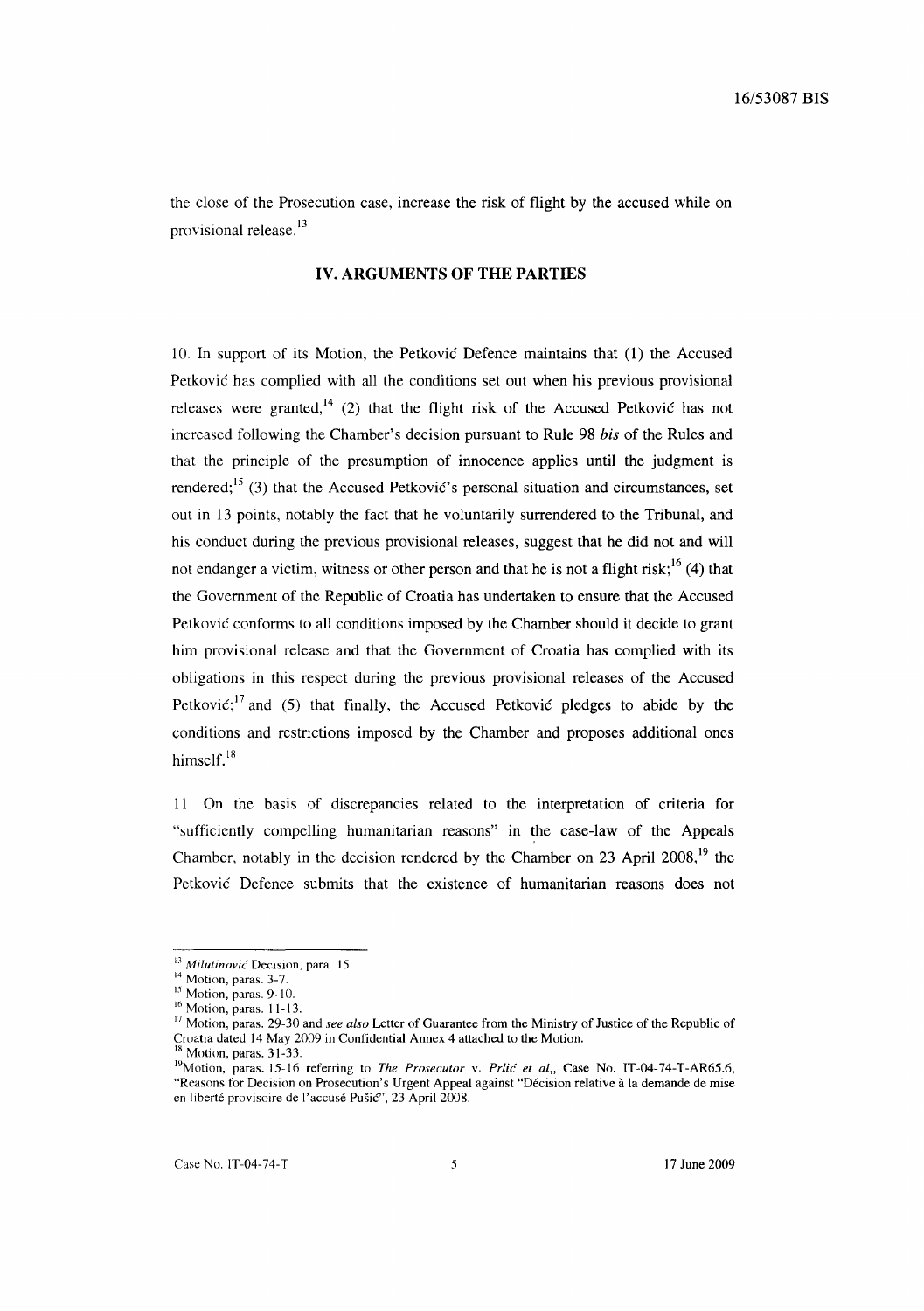the close of the Prosecution case, increase the risk of flight by the accused while on provisional release.[13]

## IV. ARGUMENTS OF THE PARTIES

10. In support of its Motion, the Petković Defence maintains that (1) the Accused Petković has complied with all the conditions set out when his previous provisional releases were granted,[14] (2) that the flight risk of the Accused Petković has not increased following the Chamber's decision pursuant to Rule 98 *bis* of the Rules and that the principle of the presumption of innocence applies until the judgment is rendered;[15] (3) that the Accused Petković's personal situation and circumstances, set out in 13 points, notably the fact that he voluntarily surrendered to the Tribunal, and his conduct during the previous provisional releases, suggest that he did not and will not endanger a victim, witness or other person and that he is not a flight risk;[16] (4) that the Government of the Republic of Croatia has undertaken to ensure that the Accused Petković conforms to all conditions imposed by the Chamber should it decide to grant him provisional release and that the Government of Croatia has complied with its obligations in this respect during the previous provisional releases of the Accused Petković;[17] and (5) that finally, the Accused Petković pledges to abide by the conditions and restrictions imposed by the Chamber and proposes additional ones himself.[18]

11. On the basis of discrepancies related to the interpretation of criteria for "sufficiently compelling humanitarian reasons" in the case-law of the Appeals Chamber, notably in the decision rendered by the Chamber on 23 April 2008,[19] the Petković Defence submits that the existence of humanitarian reasons does not

---

[13] *Milutinović* Decision, para. 15.

[14] Motion, paras. 3-7.

[15] Motion, paras. 9-10.

[16] Motion, paras. 11-13.

[17] Motion, paras. 29-30 and *see also* Letter of Guarantee from the Ministry of Justice of the Republic of Croatia dated 14 May 2009 in Confidential Annex 4 attached to the Motion.

[18] Motion, paras. 31-33.

[19] Motion, paras. 15-16 referring to *The Prosecutor* v. *Prlić et al*,, Case No. IT-04-74-T-AR65.6, "Reasons for Decision on Prosecution's Urgent Appeal against "Décision relative à la demande de mise en liberté provisoire de l'accusé Pušić", 23 April 2008.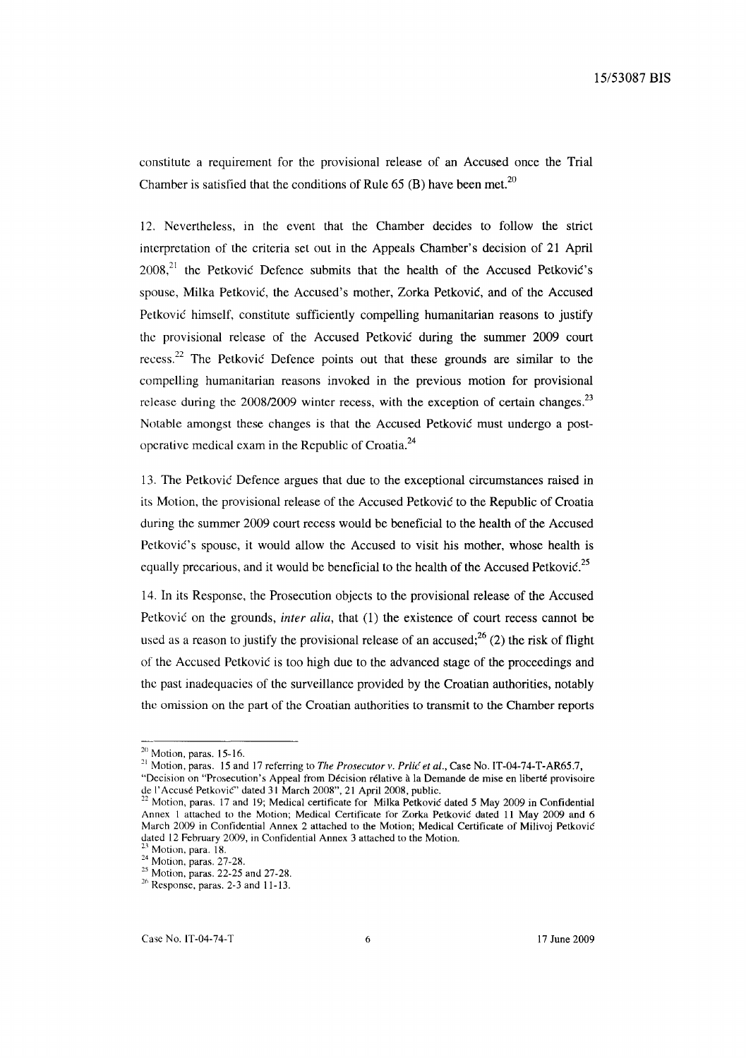constitute a requirement for the provisional release of an Accused once the Trial Chamber is satisfied that the conditions of Rule 65 (B) have been met.[20]

12. Nevertheless, in the event that the Chamber decides to follow the strict interpretation of the criteria set out in the Appeals Chamber's decision of 21 April 2008,[21] the Petković Defence submits that the health of the Accused Petković's spouse, Milka Petković, the Accused's mother, Zorka Petković, and of the Accused Petković himself, constitute sufficiently compelling humanitarian reasons to justify the provisional release of the Accused Petković during the summer 2009 court recess.[22] The Petković Defence points out that these grounds are similar to the compelling humanitarian reasons invoked in the previous motion for provisional release during the 2008/2009 winter recess, with the exception of certain changes.[23] Notable amongst these changes is that the Accused Petković must undergo a post-operative medical exam in the Republic of Croatia.[24]

13. The Petković Defence argues that due to the exceptional circumstances raised in its Motion, the provisional release of the Accused Petković to the Republic of Croatia during the summer 2009 court recess would be beneficial to the health of the Accused Petković's spouse, it would allow the Accused to visit his mother, whose health is equally precarious, and it would be beneficial to the health of the Accused Petković.[25]

14. In its Response, the Prosecution objects to the provisional release of the Accused Petković on the grounds, *inter alia*, that (1) the existence of court recess cannot be used as a reason to justify the provisional release of an accused;[26] (2) the risk of flight of the Accused Petković is too high due to the advanced stage of the proceedings and the past inadequacies of the surveillance provided by the Croatian authorities, notably the omission on the part of the Croatian authorities to transmit to the Chamber reports

---

[20] Motion, paras. 15-16.

[21] Motion, paras. 15 and 17 referring to *The Prosecutor v. Prlić et al.*, Case No. IT-04-74-T-AR65.7, "Decision on "Prosecution's Appeal from Décision rélative à la Demande de mise en liberté provisoire de l'Accusé Petković" dated 31 March 2008", 21 April 2008, public.

[22] Motion, paras. 17 and 19; Medical certificate for Milka Petković dated 5 May 2009 in Confidential Annex 1 attached to the Motion; Medical Certificate for Zorka Petković dated 11 May 2009 and 6 March 2009 in Confidential Annex 2 attached to the Motion; Medical Certificate of Milivoj Petković dated 12 February 2009, in Confidential Annex 3 attached to the Motion.

[23] Motion, para. 18.

[24] Motion, paras. 27-28.

[25] Motion, paras. 22-25 and 27-28.

[26] Response, paras. 2-3 and 11-13.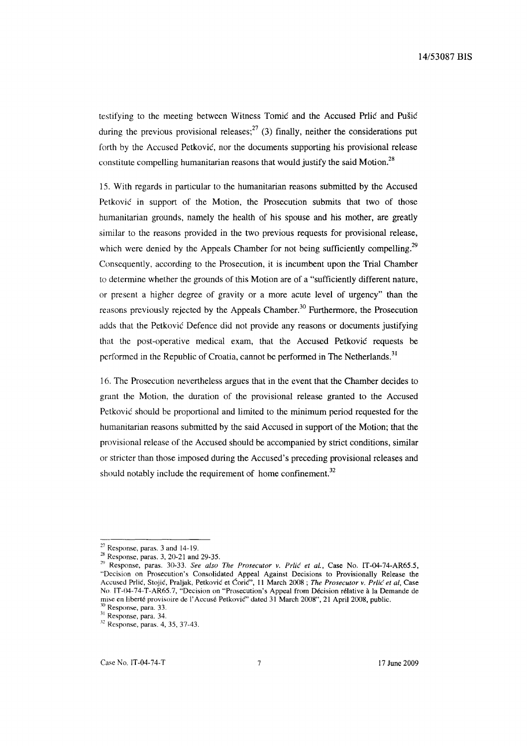testifying to the meeting between Witness Tomić and the Accused Prlić and Pušić during the previous provisional releases;[27] (3) finally, neither the considerations put forth by the Accused Petković, nor the documents supporting his provisional release constitute compelling humanitarian reasons that would justify the said Motion.[28]

15. With regards in particular to the humanitarian reasons submitted by the Accused Petković in support of the Motion, the Prosecution submits that two of those humanitarian grounds, namely the health of his spouse and his mother, are greatly similar to the reasons provided in the two previous requests for provisional release, which were denied by the Appeals Chamber for not being sufficiently compelling.[29] Consequently, according to the Prosecution, it is incumbent upon the Trial Chamber to determine whether the grounds of this Motion are of a "sufficiently different nature, or present a higher degree of gravity or a more acute level of urgency" than the reasons previously rejected by the Appeals Chamber.[30] Furthermore, the Prosecution adds that the Petković Defence did not provide any reasons or documents justifying that the post-operative medical exam, that the Accused Petković requests be performed in the Republic of Croatia, cannot be performed in The Netherlands.[31]

16. The Prosecution nevertheless argues that in the event that the Chamber decides to grant the Motion, the duration of the provisional release granted to the Accused Petković should be proportional and limited to the minimum period requested for the humanitarian reasons submitted by the said Accused in support of the Motion; that the provisional release of the Accused should be accompanied by strict conditions, similar or stricter than those imposed during the Accused's preceding provisional releases and should notably include the requirement of home confinement.[32]

---

[27] Response, paras. 3 and 14-19.

[28] Response, paras. 3, 20-21 and 29-35.

[29] Response, paras. 30-33. *See also The Prosecutor v. Prlić et al.*, Case No. IT-04-74-AR65.5, "Decision on Prosecution's Consolidated Appeal Against Decisions to Provisionally Release the Accused Prlić, Stojić, Praljak, Petković et Ćorić", 11 March 2008 ; *The Prosecutor v. Prlić et al*, Case No. IT-04-74-T-AR65.7, "Decision on "Prosecution's Appeal from Décision rélative à la Demande de mise en liberté provisoire de l'Accusé Petković" dated 31 March 2008", 21 April 2008, public.

[30] Response, para. 33.

[31] Response, para. 34.

[32] Response, paras. 4, 35, 37-43.

Case No. IT-04-74-T 17 June 2009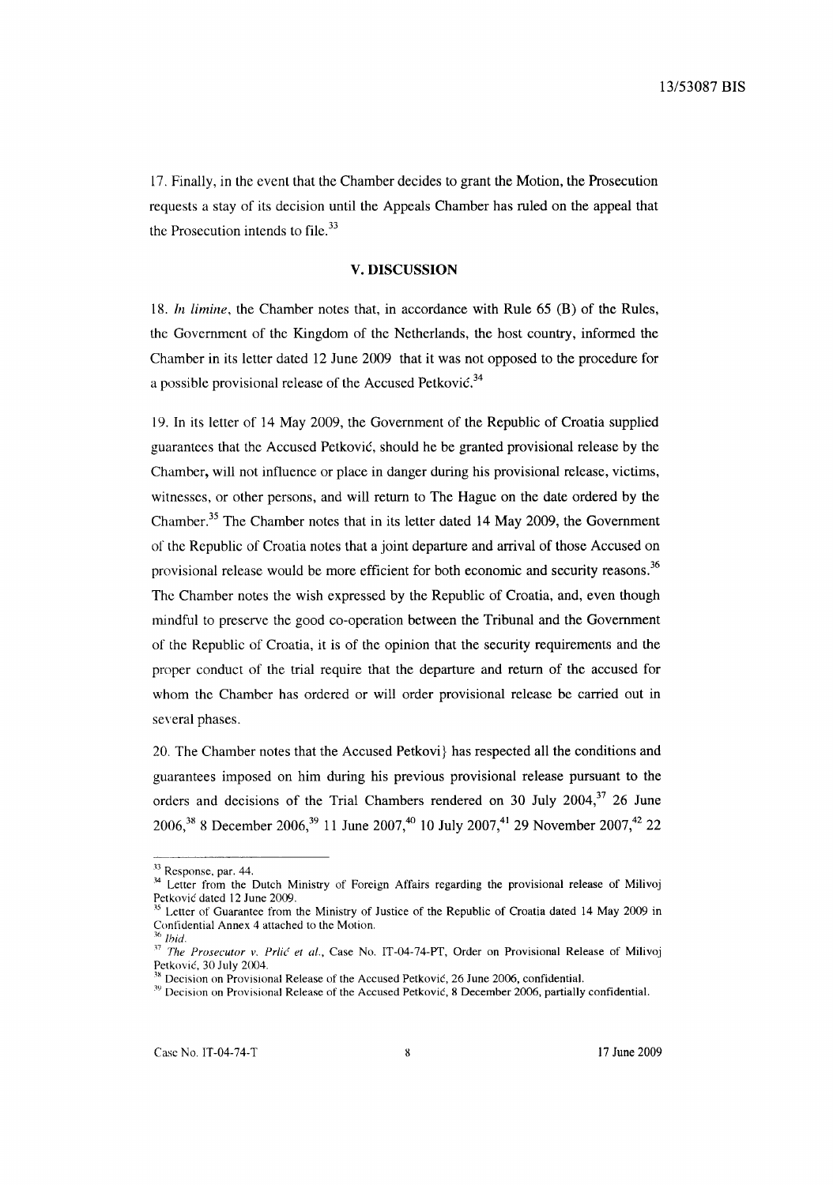17. Finally, in the event that the Chamber decides to grant the Motion, the Prosecution requests a stay of its decision until the Appeals Chamber has ruled on the appeal that the Prosecution intends to file.[33]

## V. DISCUSSION

18. *In limine*, the Chamber notes that, in accordance with Rule 65 (B) of the Rules, the Government of the Kingdom of the Netherlands, the host country, informed the Chamber in its letter dated 12 June 2009 that it was not opposed to the procedure for a possible provisional release of the Accused Petković.[34]

19. In its letter of 14 May 2009, the Government of the Republic of Croatia supplied guarantees that the Accused Petković, should he be granted provisional release by the Chamber, will not influence or place in danger during his provisional release, victims, witnesses, or other persons, and will return to The Hague on the date ordered by the Chamber.[35] The Chamber notes that in its letter dated 14 May 2009, the Government of the Republic of Croatia notes that a joint departure and arrival of those Accused on provisional release would be more efficient for both economic and security reasons.[36] The Chamber notes the wish expressed by the Republic of Croatia, and, even though mindful to preserve the good co-operation between the Tribunal and the Government of the Republic of Croatia, it is of the opinion that the security requirements and the proper conduct of the trial require that the departure and return of the accused for whom the Chamber has ordered or will order provisional release be carried out in several phases.

20. The Chamber notes that the Accused Petkovi} has respected all the conditions and guarantees imposed on him during his previous provisional release pursuant to the orders and decisions of the Trial Chambers rendered on 30 July 2004,[37] 26 June 2006,[38] 8 December 2006,[39] 11 June 2007,[40] 10 July 2007,[41] 29 November 2007,[42] 22

---

[33] Response, par. 44.

[34] Letter from the Dutch Ministry of Foreign Affairs regarding the provisional release of Milivoj Petković dated 12 June 2009.

[35] Letter of Guarantee from the Ministry of Justice of the Republic of Croatia dated 14 May 2009 in Confidential Annex 4 attached to the Motion.

[36] *Ibid.*

[37] *The Prosecutor v. Prlić et al.*, Case No. IT-04-74-PT, Order on Provisional Release of Milivoj Petković, 30 July 2004.

[38] Decision on Provisional Release of the Accused Petković, 26 June 2006, confidential.

[39] Decision on Provisional Release of the Accused Petković, 8 December 2006, partially confidential.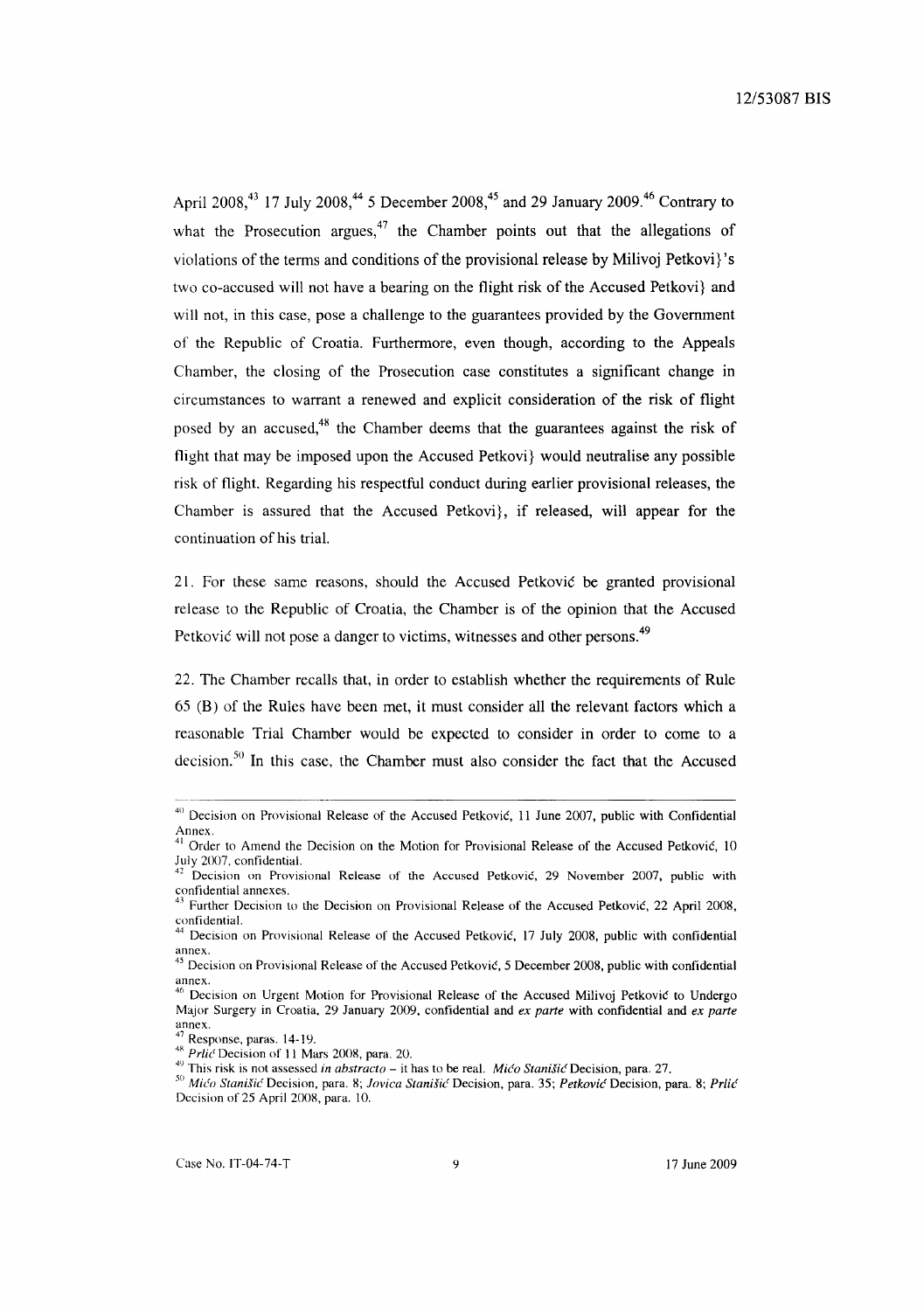April 2008,[43] 17 July 2008,[44] 5 December 2008,[45] and 29 January 2009.[46] Contrary to what the Prosecution argues,[47] the Chamber points out that the allegations of violations of the terms and conditions of the provisional release by Milivoj Petkovi}'s two co-accused will not have a bearing on the flight risk of the Accused Petkovi} and will not, in this case, pose a challenge to the guarantees provided by the Government of the Republic of Croatia. Furthermore, even though, according to the Appeals Chamber, the closing of the Prosecution case constitutes a significant change in circumstances to warrant a renewed and explicit consideration of the risk of flight posed by an accused,[48] the Chamber deems that the guarantees against the risk of flight that may be imposed upon the Accused Petkovi} would neutralise any possible risk of flight. Regarding his respectful conduct during earlier provisional releases, the Chamber is assured that the Accused Petkovi}, if released, will appear for the continuation of his trial.

21. For these same reasons, should the Accused Petković be granted provisional release to the Republic of Croatia, the Chamber is of the opinion that the Accused Petković will not pose a danger to victims, witnesses and other persons.[49]

22. The Chamber recalls that, in order to establish whether the requirements of Rule 65 (B) of the Rules have been met, it must consider all the relevant factors which a reasonable Trial Chamber would be expected to consider in order to come to a decision.[50] In this case, the Chamber must also consider the fact that the Accused

---

[40] Decision on Provisional Release of the Accused Petković, 11 June 2007, public with Confidential Annex.

[41] Order to Amend the Decision on the Motion for Provisional Release of the Accused Petković, 10 July 2007, confidential.

[42] Decision on Provisional Release of the Accused Petković, 29 November 2007, public with confidential annexes.

[43] Further Decision to the Decision on Provisional Release of the Accused Petković, 22 April 2008, confidential.

[44] Decision on Provisional Release of the Accused Petković, 17 July 2008, public with confidential annex.

[45] Decision on Provisional Release of the Accused Petković, 5 December 2008, public with confidential annex.

[46] Decision on Urgent Motion for Provisional Release of the Accused Milivoj Petković to Undergo Major Surgery in Croatia, 29 January 2009, confidential and *ex parte* with confidential and *ex parte* annex.

[47] Response, paras. 14-19.

[48] *Prlić* Decision of 11 Mars 2008, para. 20.

[49] This risk is not assessed *in abstracto* – it has to be real. *Mićo Stanišić* Decision, para. 27.

[50] *Mićo Stanišić* Decision, para. 8; *Jovica Stanišić* Decision, para. 35; *Petković* Decision, para. 8; *Prlić* Decision of 25 April 2008, para. 10.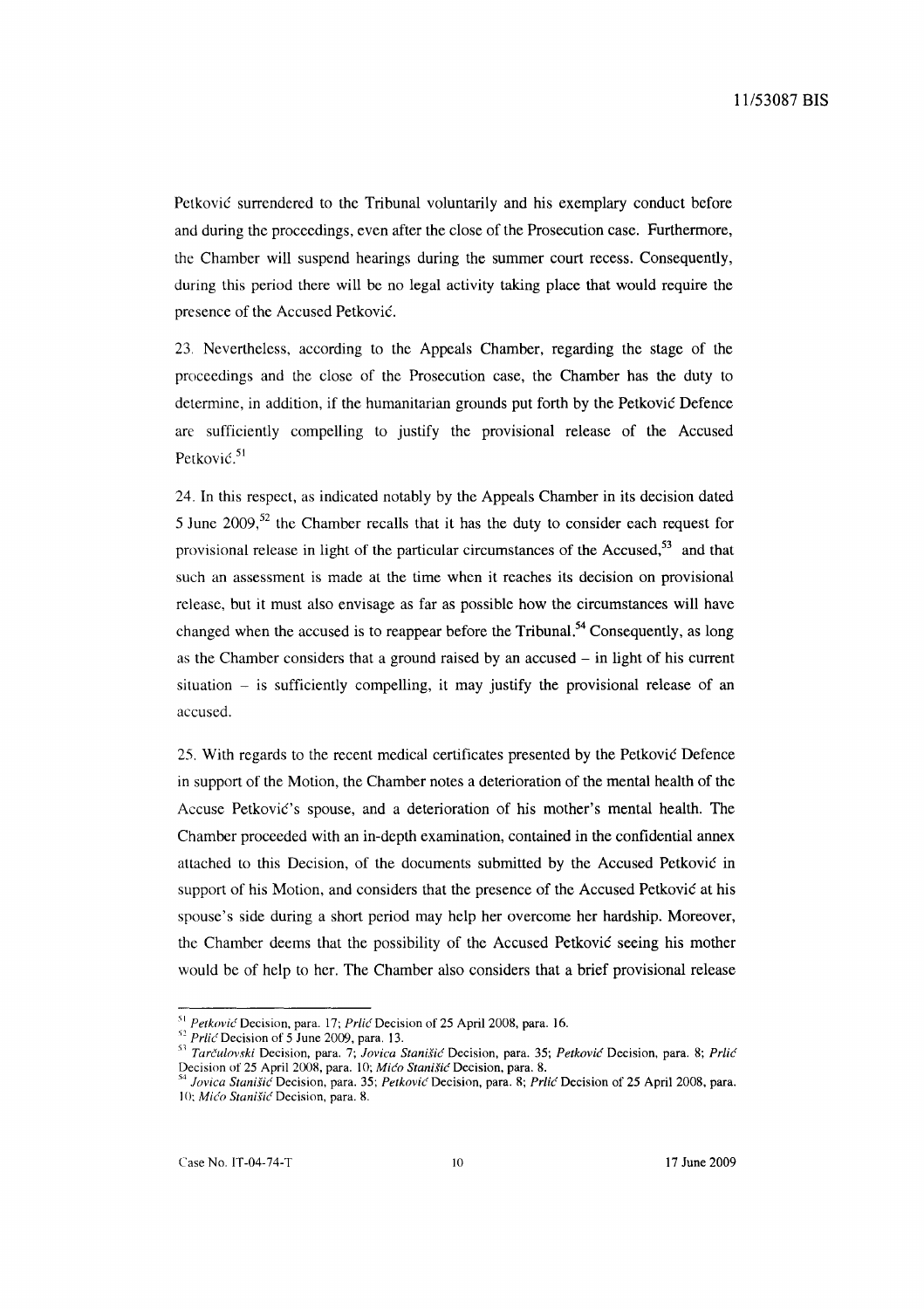Petković surrendered to the Tribunal voluntarily and his exemplary conduct before and during the proceedings, even after the close of the Prosecution case. Furthermore, the Chamber will suspend hearings during the summer court recess. Consequently, during this period there will be no legal activity taking place that would require the presence of the Accused Petković.

23. Nevertheless, according to the Appeals Chamber, regarding the stage of the proceedings and the close of the Prosecution case, the Chamber has the duty to determine, in addition, if the humanitarian grounds put forth by the Petković Defence are sufficiently compelling to justify the provisional release of the Accused Petković.[51]

24. In this respect, as indicated notably by the Appeals Chamber in its decision dated 5 June 2009,[52] the Chamber recalls that it has the duty to consider each request for provisional release in light of the particular circumstances of the Accused,[53] and that such an assessment is made at the time when it reaches its decision on provisional release, but it must also envisage as far as possible how the circumstances will have changed when the accused is to reappear before the Tribunal.[54] Consequently, as long as the Chamber considers that a ground raised by an accused – in light of his current situation – is sufficiently compelling, it may justify the provisional release of an accused.

25. With regards to the recent medical certificates presented by the Petković Defence in support of the Motion, the Chamber notes a deterioration of the mental health of the Accuse Petković's spouse, and a deterioration of his mother's mental health. The Chamber proceeded with an in-depth examination, contained in the confidential annex attached to this Decision, of the documents submitted by the Accused Petković in support of his Motion, and considers that the presence of the Accused Petković at his spouse's side during a short period may help her overcome her hardship. Moreover, the Chamber deems that the possibility of the Accused Petković seeing his mother would be of help to her. The Chamber also considers that a brief provisional release

---

[51] *Petković* Decision, para. 17; *Prlić* Decision of 25 April 2008, para. 16.

[52] *Prlić* Decision of 5 June 2009, para. 13.

[53] *Tarčulovski* Decision, para. 7; *Jovica Stanišić* Decision, para. 35; *Petković* Decision, para. 8; *Prlić* Decision of 25 April 2008, para. 10; *Mićo Stanišić* Decision, para. 8.

[54] *Jovica Stanišić* Decision, para. 35; *Petković* Decision, para. 8; *Prlić* Decision of 25 April 2008, para. 10; *Mićo Stanišić* Decision, para. 8.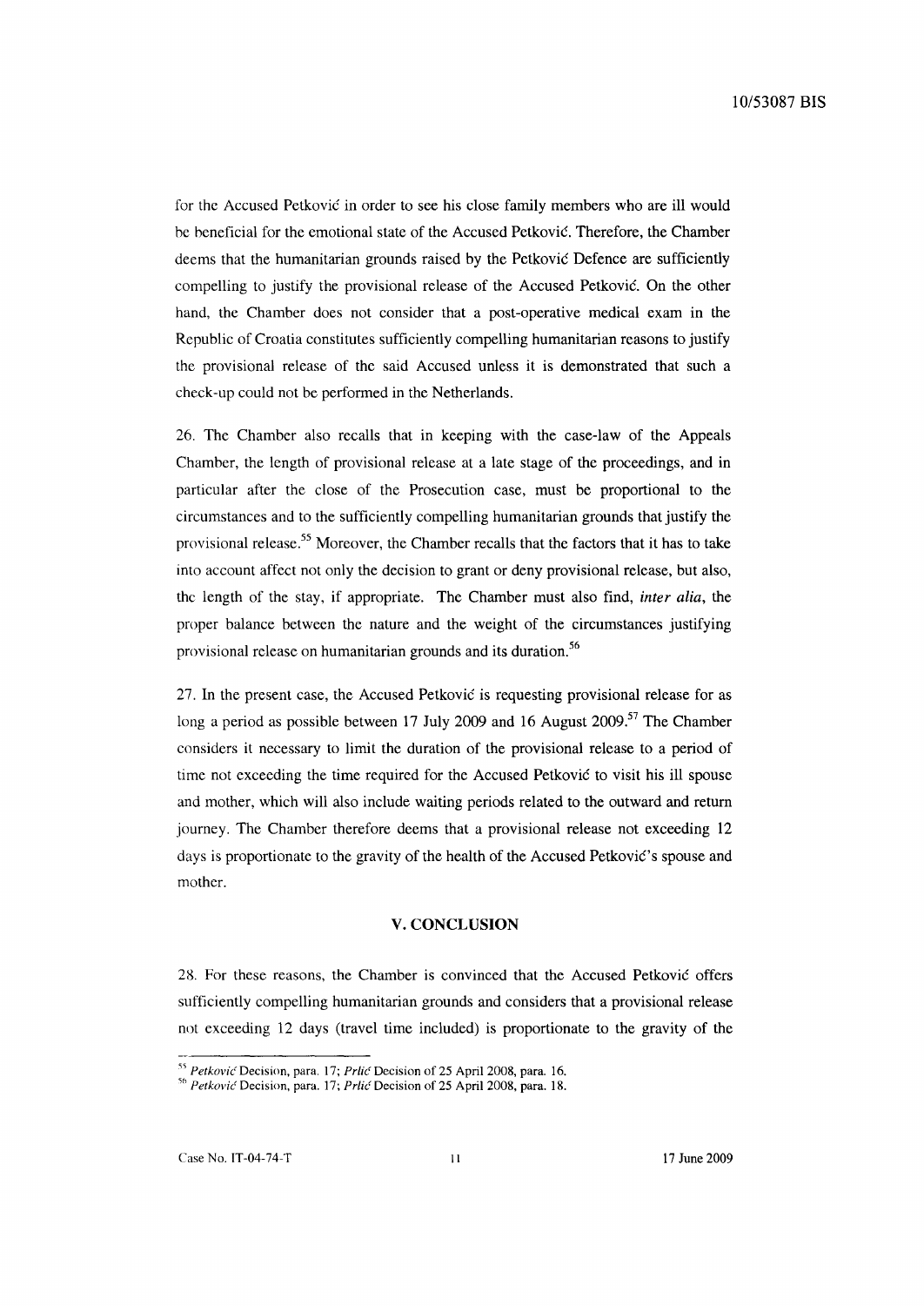for the Accused Petković in order to see his close family members who are ill would be beneficial for the emotional state of the Accused Petković. Therefore, the Chamber deems that the humanitarian grounds raised by the Petković Defence are sufficiently compelling to justify the provisional release of the Accused Petković. On the other hand, the Chamber does not consider that a post-operative medical exam in the Republic of Croatia constitutes sufficiently compelling humanitarian reasons to justify the provisional release of the said Accused unless it is demonstrated that such a check-up could not be performed in the Netherlands.

26. The Chamber also recalls that in keeping with the case-law of the Appeals Chamber, the length of provisional release at a late stage of the proceedings, and in particular after the close of the Prosecution case, must be proportional to the circumstances and to the sufficiently compelling humanitarian grounds that justify the provisional release.[55] Moreover, the Chamber recalls that the factors that it has to take into account affect not only the decision to grant or deny provisional release, but also, the length of the stay, if appropriate. The Chamber must also find, *inter alia*, the proper balance between the nature and the weight of the circumstances justifying provisional release on humanitarian grounds and its duration.[56]

27. In the present case, the Accused Petković is requesting provisional release for as long a period as possible between 17 July 2009 and 16 August 2009.[57] The Chamber considers it necessary to limit the duration of the provisional release to a period of time not exceeding the time required for the Accused Petković to visit his ill spouse and mother, which will also include waiting periods related to the outward and return journey. The Chamber therefore deems that a provisional release not exceeding 12 days is proportionate to the gravity of the health of the Accused Petković's spouse and mother.

### V. CONCLUSION

28. For these reasons, the Chamber is convinced that the Accused Petković offers sufficiently compelling humanitarian grounds and considers that a provisional release not exceeding 12 days (travel time included) is proportionate to the gravity of the

---

[55] *Petković* Decision, para. 17; *Prlić* Decision of 25 April 2008, para. 16.

[56] *Petković* Decision, para. 17; *Prlić* Decision of 25 April 2008, para. 18.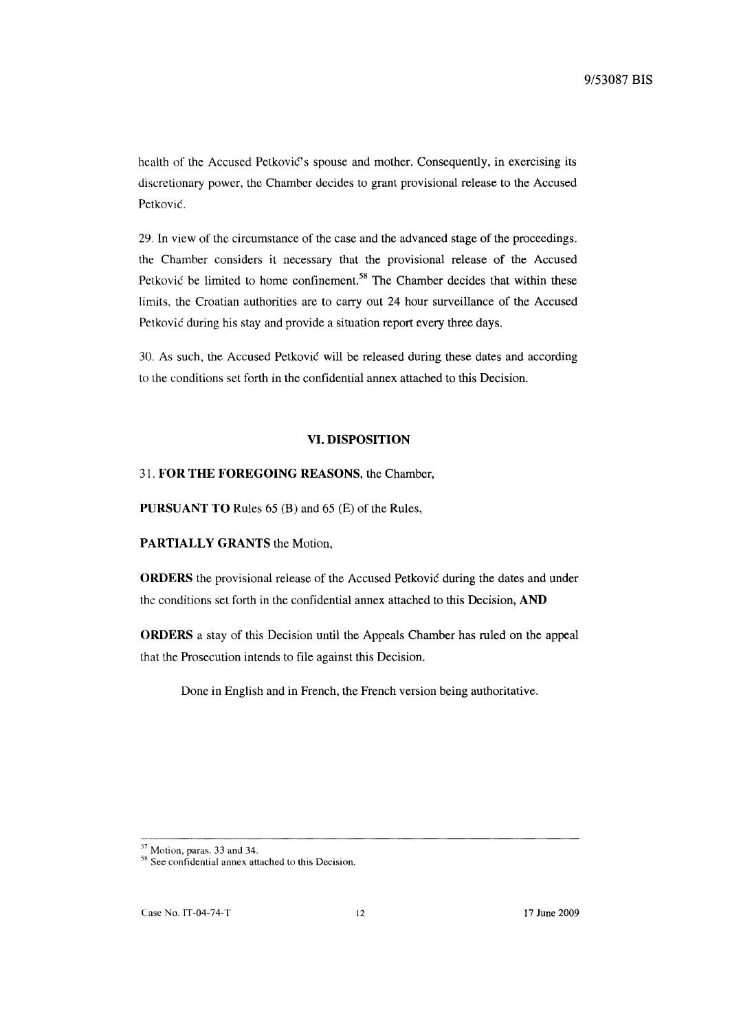health of the Accused Petković's spouse and mother. Consequently, in exercising its discretionary power, the Chamber decides to grant provisional release to the Accused Petković.

29. In view of the circumstance of the case and the advanced stage of the proceedings, the Chamber considers it necessary that the provisional release of the Accused Petković be limited to home confinement.[58] The Chamber decides that within these limits, the Croatian authorities are to carry out 24 hour surveillance of the Accused Petković during his stay and provide a situation report every three days.

30. As such, the Accused Petković will be released during these dates and according to the conditions set forth in the confidential annex attached to this Decision.

### VI. DISPOSITION

31. **FOR THE FOREGOING REASONS**, the Chamber,

**PURSUANT TO** Rules 65 (B) and 65 (E) of the Rules,

**PARTIALLY GRANTS** the Motion,

**ORDERS** the provisional release of the Accused Petković during the dates and under the conditions set forth in the confidential annex attached to this Decision, **AND**

**ORDERS** a stay of this Decision until the Appeals Chamber has ruled on the appeal that the Prosecution intends to file against this Decision.

Done in English and in French, the French version being authoritative.

---

[57] Motion, paras. 33 and 34.

[58] See confidential annex attached to this Decision.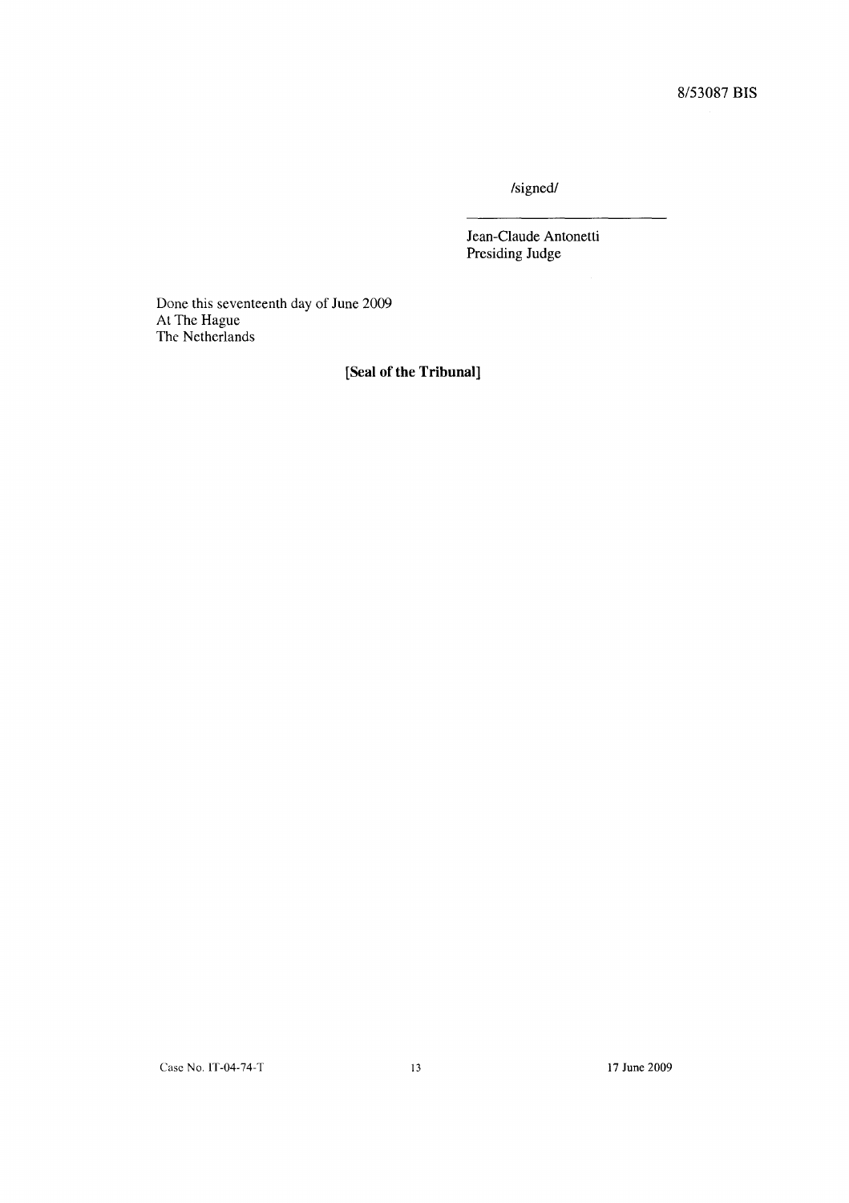/signed/

Jean-Claude Antonetti
Presiding Judge

Done this seventeenth day of June 2009
At The Hague
The Netherlands

**[Seal of the Tribunal]**